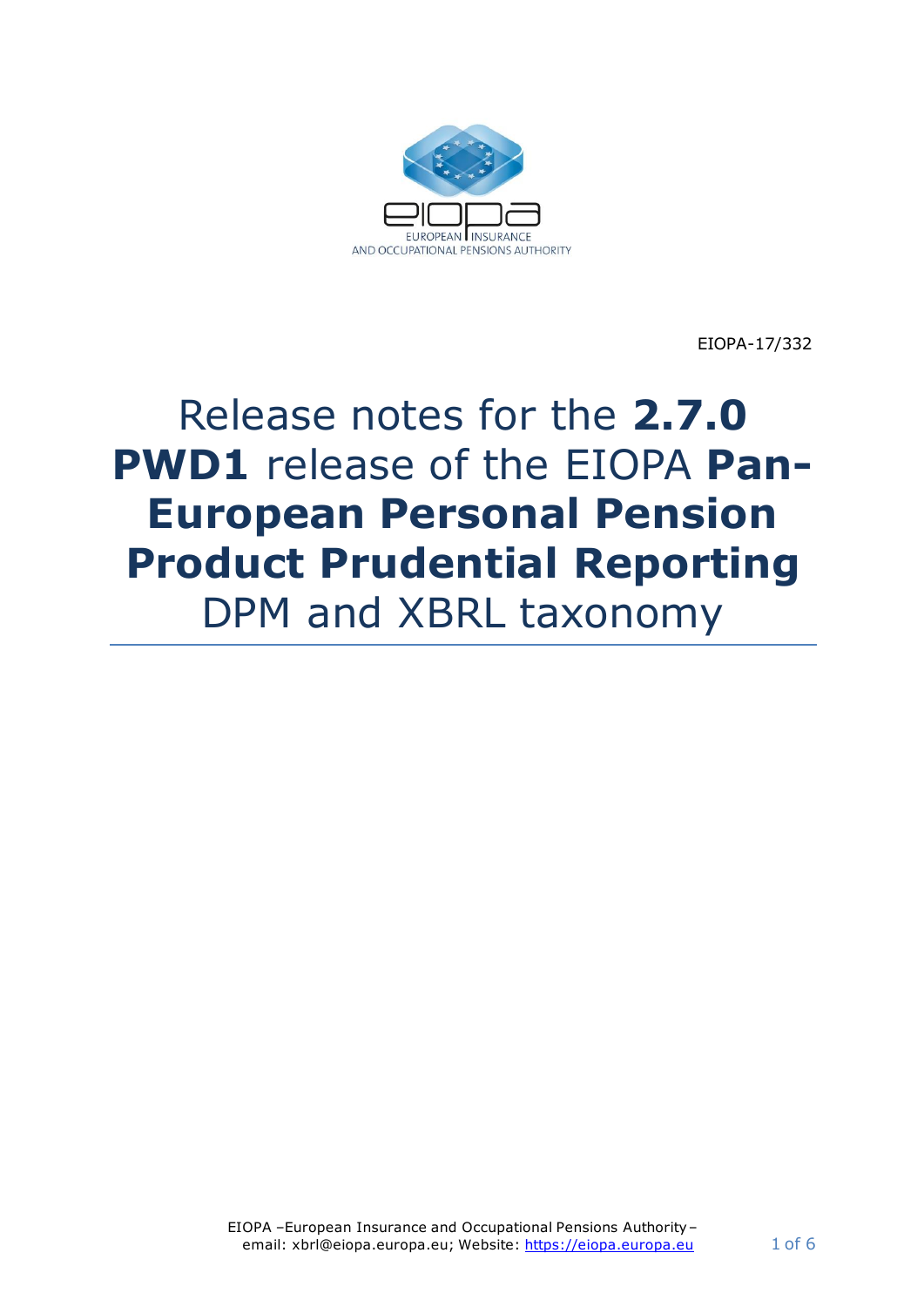EIOPA-17/332

# Release notes for the **2.7.0 PWD1** release of the EIOPA **Pan-European Personal Pension Product Prudential Reporting** DPM and XBRL taxonomy

EIOPA –European Insurance and Occupational Pensions Authority – email: xbrl@eiopa.europa.eu; Website: https://eiopa.europa.eu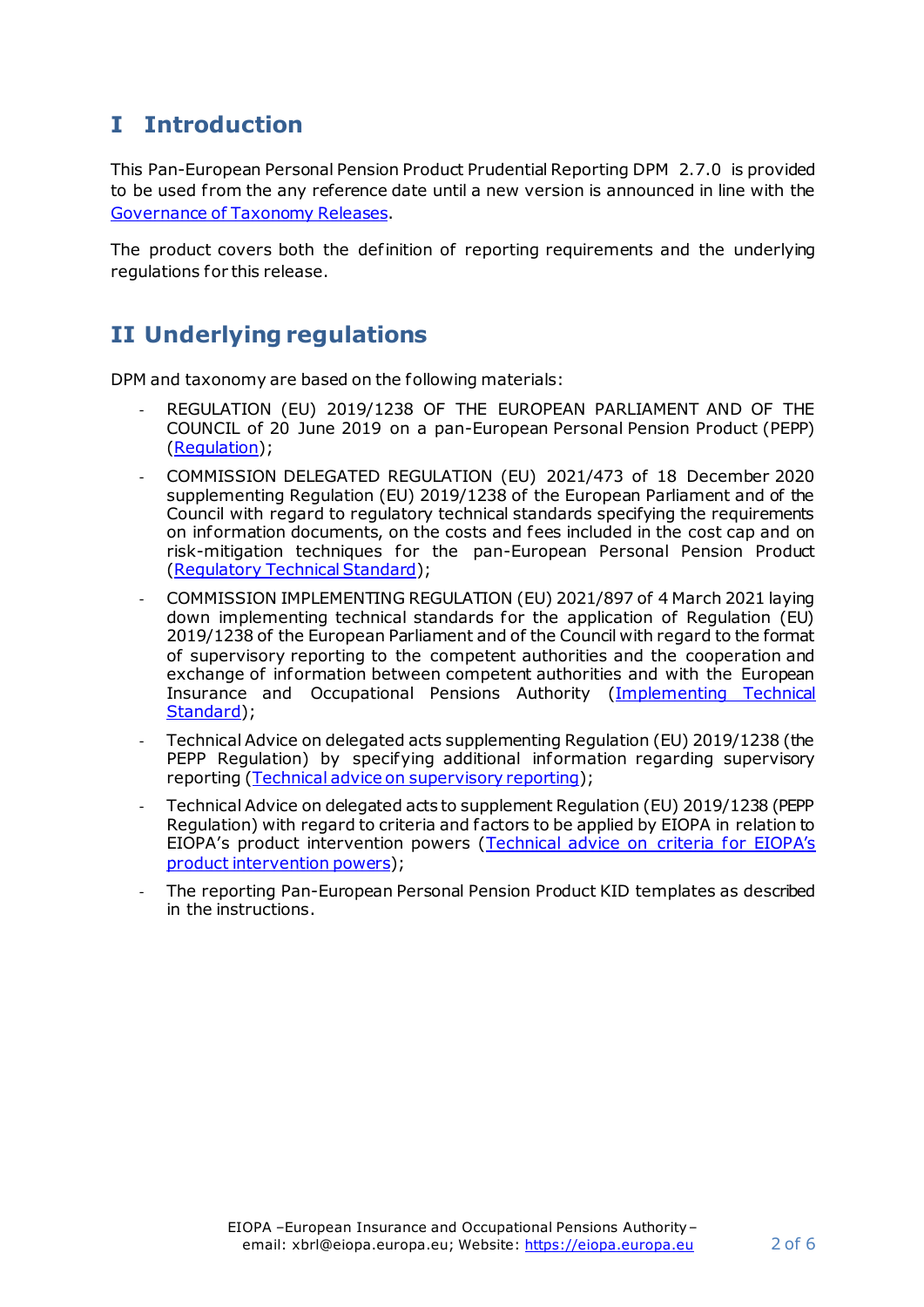# I Introduction

This Pan-European Personal Pension Product Prudential Reporting DPM 2.7.0 is provided to be used from the any reference date until a new version is announced in line with the Governance of Taxonomy Releases.

The product covers both the definition of reporting requirements and the underlying regulations for this release.

# II Underlying regulations

DPM and taxonomy are based on the following materials:

- REGULATION (EU) 2019/1238 OF THE EUROPEAN PARLIAMENT AND OF THE COUNCIL of 20 June 2019 on a pan-European Personal Pension Product (PEPP) (Regulation);
- COMMISSION DELEGATED REGULATION (EU) 2021/473 of 18 December 2020 supplementing Regulation (EU) 2019/1238 of the European Parliament and of the Council with regard to regulatory technical standards specifying the requirements on information documents, on the costs and fees included in the cost cap and on risk-mitigation techniques for the pan-European Personal Pension Product (Regulatory Technical Standard);
- COMMISSION IMPLEMENTING REGULATION (EU) 2021/897 of 4 March 2021 laying down implementing technical standards for the application of Regulation (EU) 2019/1238 of the European Parliament and of the Council with regard to the format of supervisory reporting to the competent authorities and the cooperation and exchange of information between competent authorities and with the European Insurance and Occupational Pensions Authority (Implementing Technical Standard);
- Technical Advice on delegated acts supplementing Regulation (EU) 2019/1238 (the PEPP Regulation) by specifying additional information regarding supervisory reporting (Technical advice on supervisory reporting);
- Technical Advice on delegated acts to supplement Regulation (EU) 2019/1238 (PEPP Regulation) with regard to criteria and factors to be applied by EIOPA in relation to EIOPA's product intervention powers (Technical advice on criteria for EIOPA's product intervention powers);
- The reporting Pan-European Personal Pension Product KID templates as described in the instructions.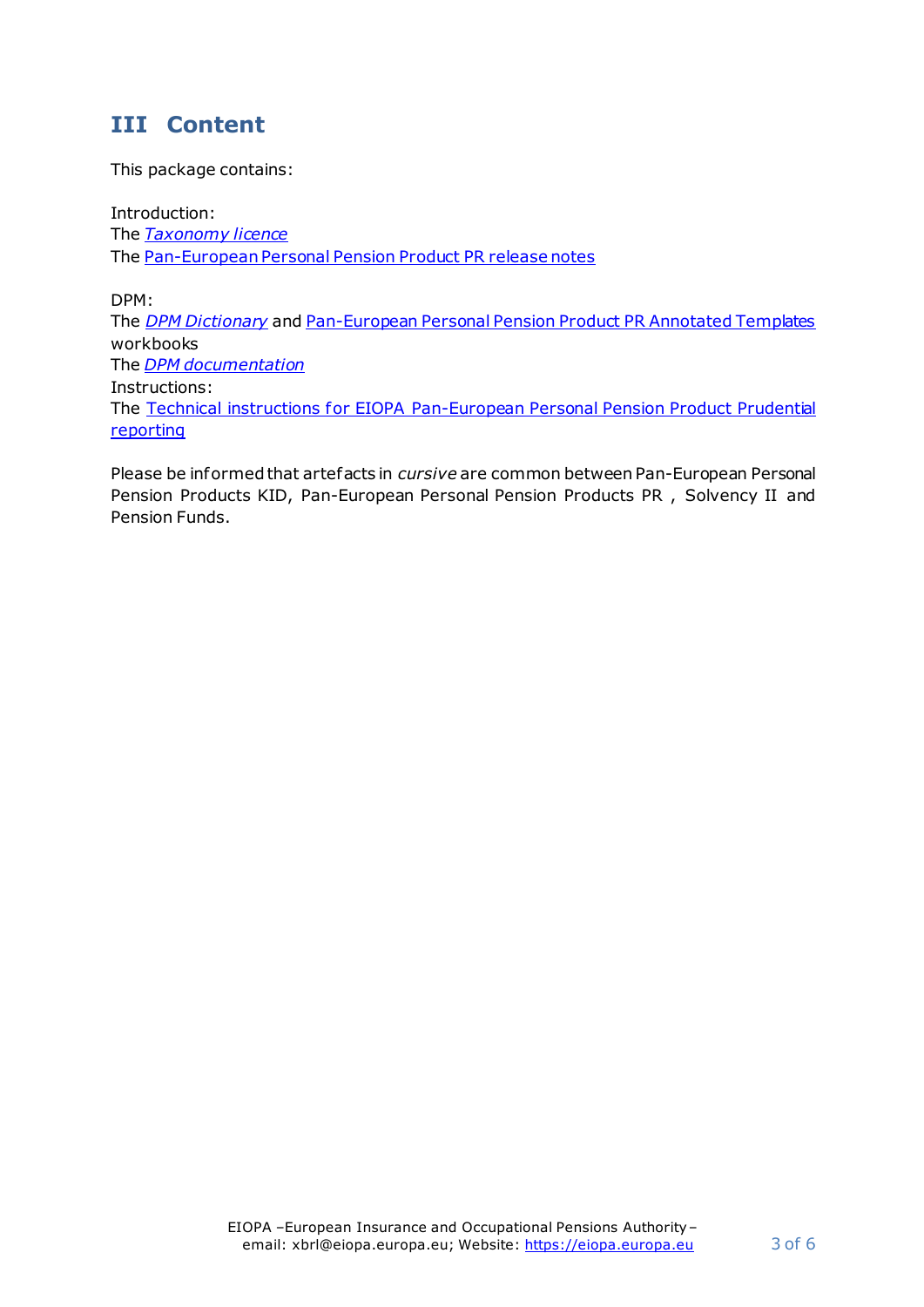## III Content

This package contains:

Introduction:
The *Taxonomy licence*
The Pan-European Personal Pension Product PR release notes

DPM:
The *DPM Dictionary* and Pan-European Personal Pension Product PR Annotated Templates workbooks
The *DPM documentation*
Instructions:
The Technical instructions for EIOPA Pan-European Personal Pension Product Prudential reporting

Please be informed that artefacts in *cursive* are common between Pan-European Personal Pension Products KID, Pan-European Personal Pension Products PR , Solvency II and Pension Funds.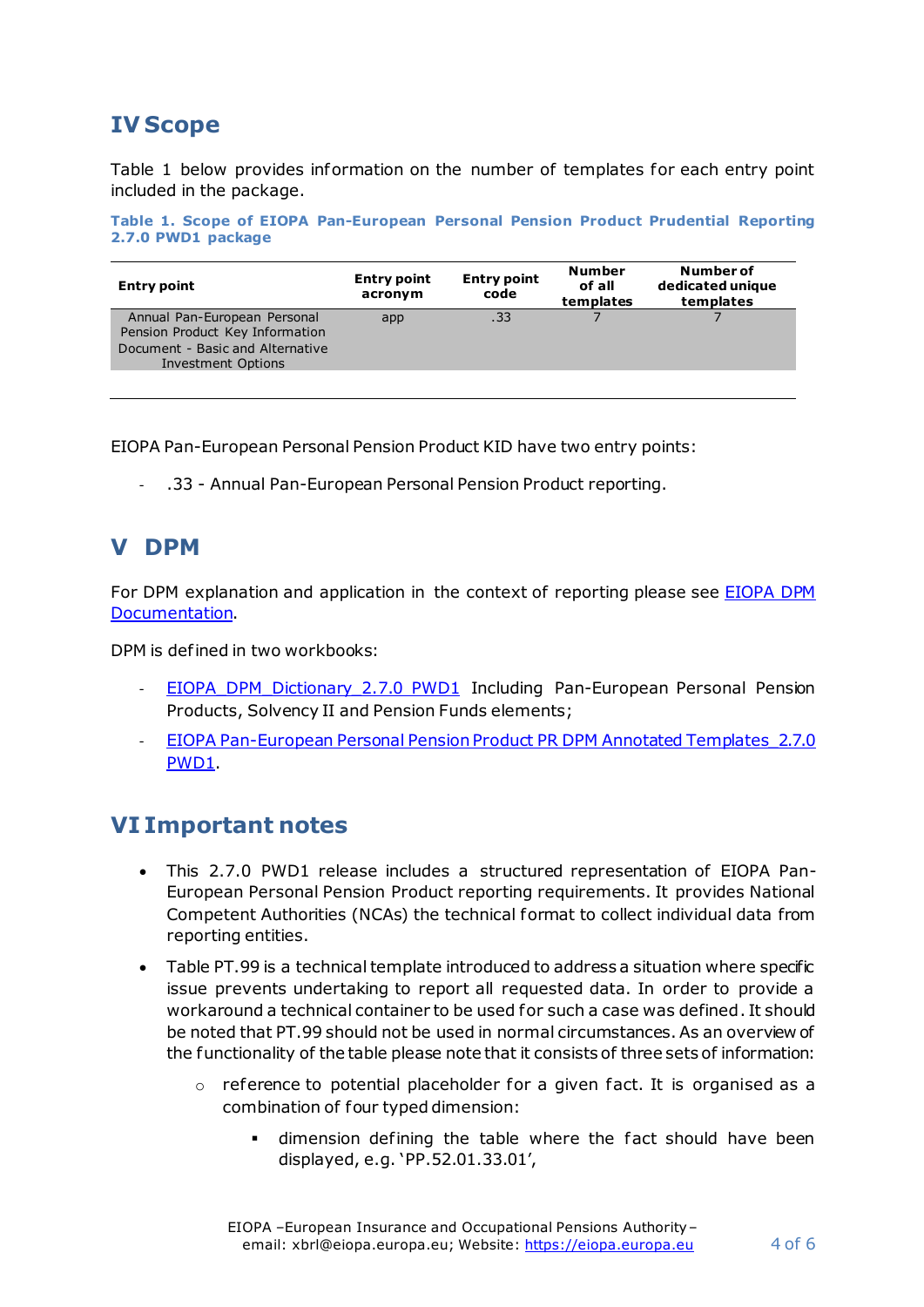# IV Scope

Table 1 below provides information on the number of templates for each entry point included in the package.

**Table 1. Scope of EIOPA Pan-European Personal Pension Product Prudential Reporting 2.7.0 PWD1 package**

| Entry point | Entry point acronym | Entry point code | Number of all templates | Number of dedicated unique templates |
|---|---|---|---|---|
| Annual Pan-European Personal Pension Product Key Information Document - Basic and Alternative Investment Options | app | .33 | 7 | 7 |

EIOPA Pan-European Personal Pension Product KID have two entry points:

- .33 - Annual Pan-European Personal Pension Product reporting.

# V DPM

For DPM explanation and application in the context of reporting please see [EIOPA DPM Documentation](EIOPA DPM Documentation).

DPM is defined in two workbooks:

- [EIOPA DPM Dictionary 2.7.0 PWD1](EIOPA DPM Dictionary 2.7.0 PWD1) Including Pan-European Personal Pension Products, Solvency II and Pension Funds elements;
- [EIOPA Pan-European Personal Pension Product PR DPM Annotated Templates 2.7.0 PWD1](EIOPA Pan-European Personal Pension Product PR DPM Annotated Templates 2.7.0 PWD1).

# VI Important notes

- This 2.7.0 PWD1 release includes a structured representation of EIOPA Pan-European Personal Pension Product reporting requirements. It provides National Competent Authorities (NCAs) the technical format to collect individual data from reporting entities.
- Table PT.99 is a technical template introduced to address a situation where specific issue prevents undertaking to report all requested data. In order to provide a workaround a technical container to be used for such a case was defined. It should be noted that PT.99 should not be used in normal circumstances. As an overview of the functionality of the table please note that it consists of three sets of information:
    - reference to potential placeholder for a given fact. It is organised as a combination of four typed dimension:
        - dimension defining the table where the fact should have been displayed, e.g. 'PP.52.01.33.01',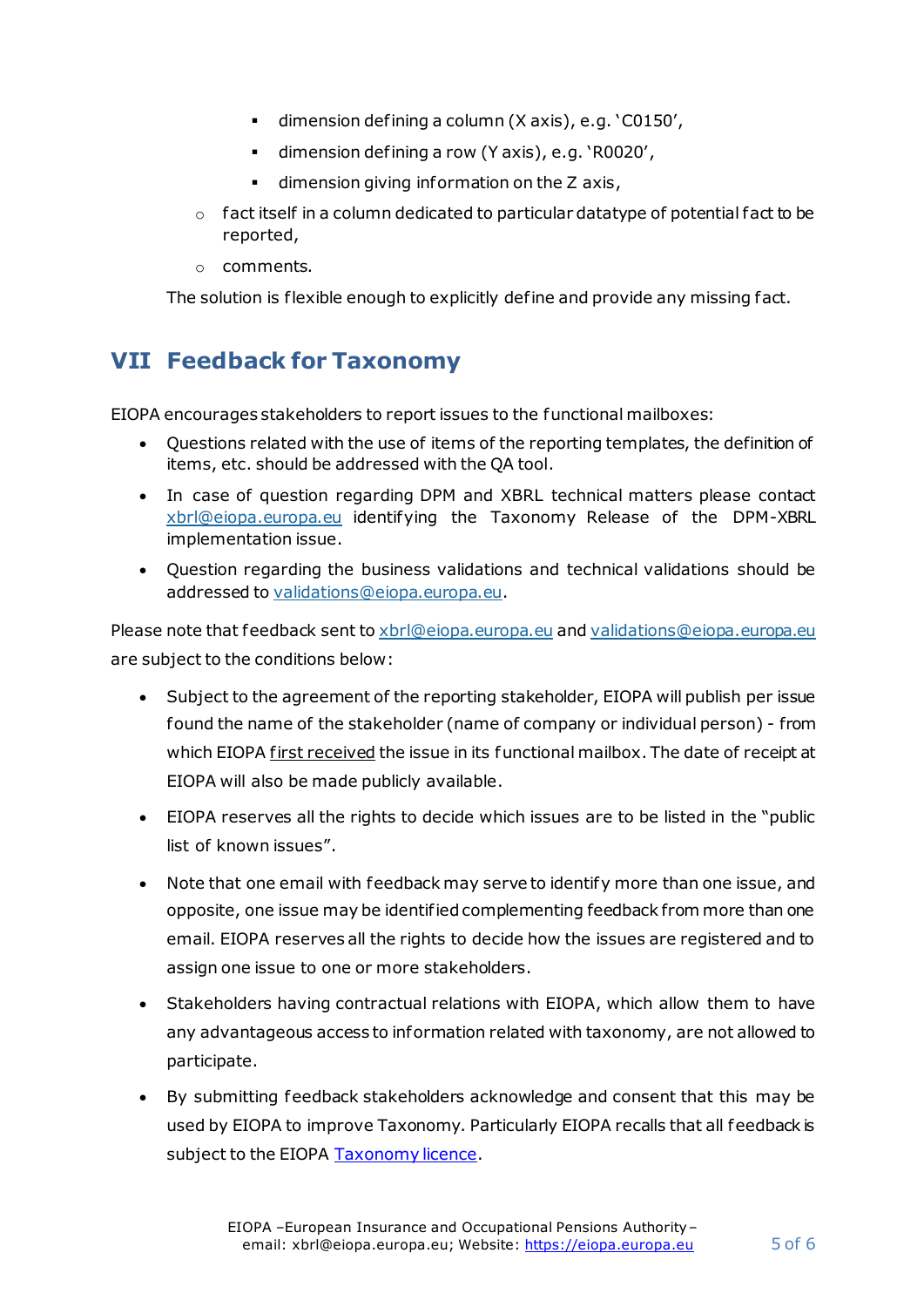- dimension defining a column (X axis), e.g. 'C0150',
        - dimension defining a row (Y axis), e.g. 'R0020',
        - dimension giving information on the Z axis,
    - fact itself in a column dedicated to particular datatype of potential fact to be reported,
    - comments.

  The solution is flexible enough to explicitly define and provide any missing fact.

## VII Feedback for Taxonomy

EIOPA encourages stakeholders to report issues to the functional mailboxes:

- Questions related with the use of items of the reporting templates, the definition of items, etc. should be addressed with the QA tool.
- In case of question regarding DPM and XBRL technical matters please contact xbrl@eiopa.europa.eu identifying the Taxonomy Release of the DPM-XBRL implementation issue.
- Question regarding the business validations and technical validations should be addressed to validations@eiopa.europa.eu.

Please note that feedback sent to xbrl@eiopa.europa.eu and validations@eiopa.europa.eu are subject to the conditions below:

- Subject to the agreement of the reporting stakeholder, EIOPA will publish per issue found the name of the stakeholder (name of company or individual person) - from which EIOPA first received the issue in its functional mailbox. The date of receipt at EIOPA will also be made publicly available.
- EIOPA reserves all the rights to decide which issues are to be listed in the "public list of known issues".
- Note that one email with feedback may serve to identify more than one issue, and opposite, one issue may be identified complementing feedback from more than one email. EIOPA reserves all the rights to decide how the issues are registered and to assign one issue to one or more stakeholders.
- Stakeholders having contractual relations with EIOPA, which allow them to have any advantageous access to information related with taxonomy, are not allowed to participate.
- By submitting feedback stakeholders acknowledge and consent that this may be used by EIOPA to improve Taxonomy. Particularly EIOPA recalls that all feedback is subject to the EIOPA Taxonomy licence.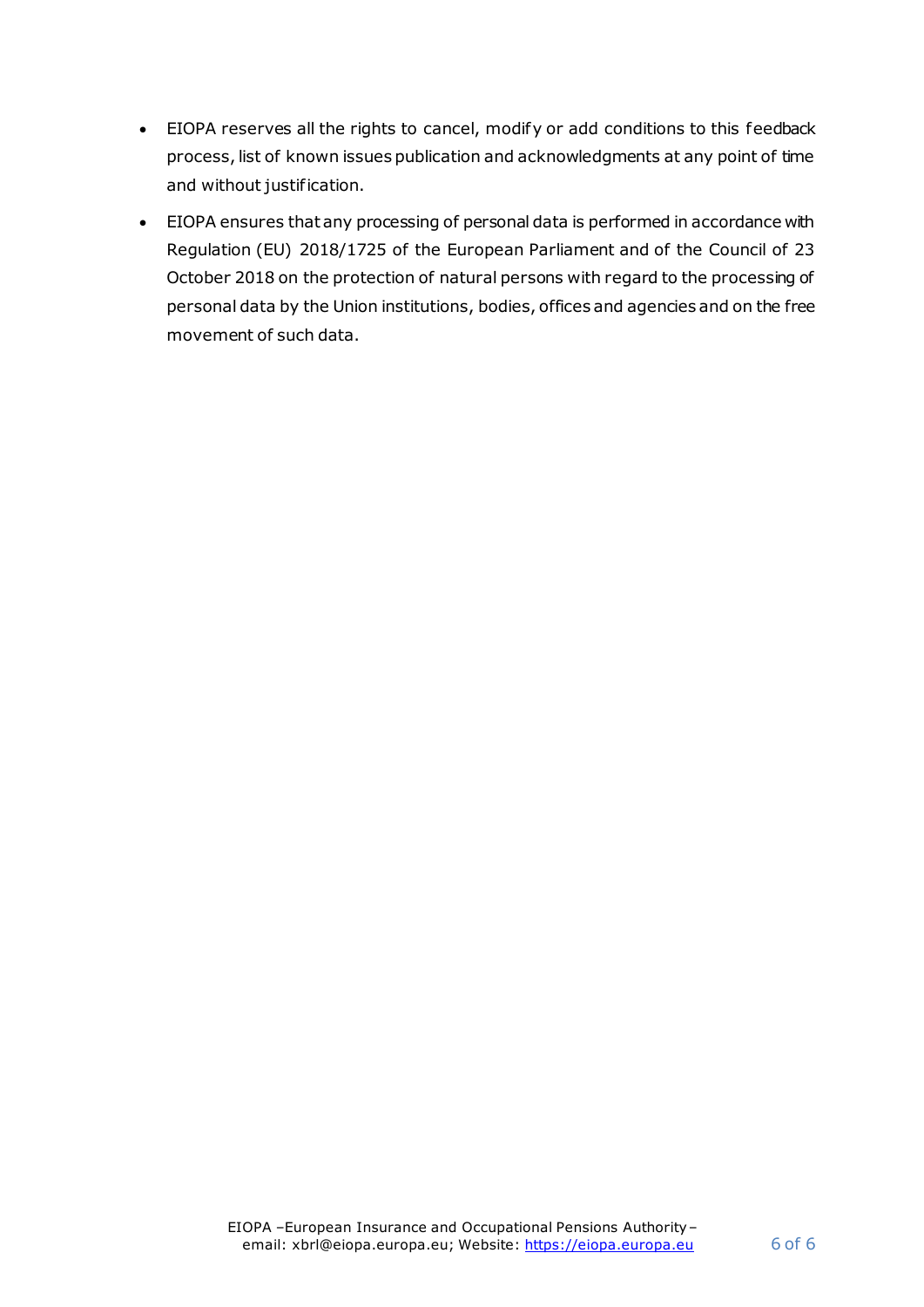- EIOPA reserves all the rights to cancel, modify or add conditions to this feedback process, list of known issues publication and acknowledgments at any point of time and without justification.
- EIOPA ensures that any processing of personal data is performed in accordance with Regulation (EU) 2018/1725 of the European Parliament and of the Council of 23 October 2018 on the protection of natural persons with regard to the processing of personal data by the Union institutions, bodies, offices and agencies and on the free movement of such data.